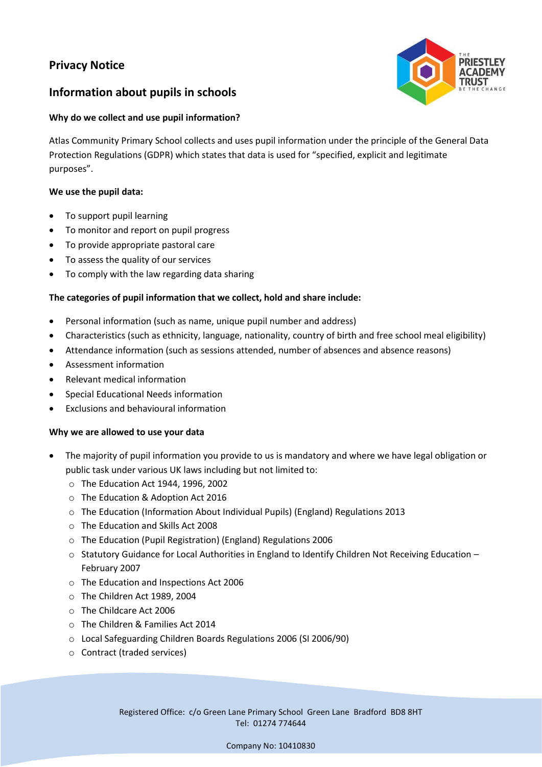# Privacy Notice

## Information about pupils in schools

#### Why do we collect and use pupil information?

Atlas Community Primary School collects and uses pupil information under the principle of the General Data Protection Regulations (GDPR) which states that data is used for "specified, explicit and legitimate purposes".

#### We use the pupil data:

- To support pupil learning
- To monitor and report on pupil progress
- To provide appropriate pastoral care
- To assess the quality of our services
- To comply with the law regarding data sharing

#### The categories of pupil information that we collect, hold and share include:

- Personal information (such as name, unique pupil number and address)
- Characteristics (such as ethnicity, language, nationality, country of birth and free school meal eligibility)
- Attendance information (such as sessions attended, number of absences and absence reasons)
- Assessment information
- Relevant medical information
- Special Educational Needs information
- Exclusions and behavioural information

#### Why we are allowed to use your data

- The majority of pupil information you provide to us is mandatory and where we have legal obligation or public task under various UK laws including but not limited to:
  - The Education Act 1944, 1996, 2002
  - The Education & Adoption Act 2016
  - The Education (Information About Individual Pupils) (England) Regulations 2013
  - The Education and Skills Act 2008
  - The Education (Pupil Registration) (England) Regulations 2006
  - Statutory Guidance for Local Authorities in England to Identify Children Not Receiving Education – February 2007
  - The Education and Inspections Act 2006
  - The Children Act 1989, 2004
  - The Childcare Act 2006
  - The Children & Families Act 2014
  - Local Safeguarding Children Boards Regulations 2006 (SI 2006/90)
  - Contract (traded services)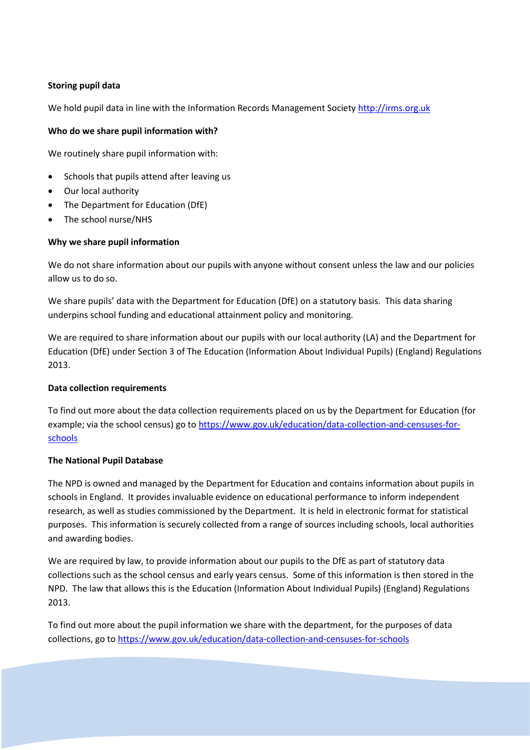**Storing pupil data**

We hold pupil data in line with the Information Records Management Society [http://irms.org.uk](http://irms.org.uk)

**Who do we share pupil information with?**

We routinely share pupil information with:

- Schools that pupils attend after leaving us
- Our local authority
- The Department for Education (DfE)
- The school nurse/NHS

**Why we share pupil information**

We do not share information about our pupils with anyone without consent unless the law and our policies allow us to do so.

We share pupils' data with the Department for Education (DfE) on a statutory basis. This data sharing underpins school funding and educational attainment policy and monitoring.

We are required to share information about our pupils with our local authority (LA) and the Department for Education (DfE) under Section 3 of The Education (Information About Individual Pupils) (England) Regulations 2013.

**Data collection requirements**

To find out more about the data collection requirements placed on us by the Department for Education (for example; via the school census) go to [https://www.gov.uk/education/data-collection-and-censuses-for-schools](https://www.gov.uk/education/data-collection-and-censuses-for-schools)

**The National Pupil Database**

The NPD is owned and managed by the Department for Education and contains information about pupils in schools in England. It provides invaluable evidence on educational performance to inform independent research, as well as studies commissioned by the Department. It is held in electronic format for statistical purposes. This information is securely collected from a range of sources including schools, local authorities and awarding bodies.

We are required by law, to provide information about our pupils to the DfE as part of statutory data collections such as the school census and early years census. Some of this information is then stored in the NPD. The law that allows this is the Education (Information About Individual Pupils) (England) Regulations 2013.

To find out more about the pupil information we share with the department, for the purposes of data collections, go to [https://www.gov.uk/education/data-collection-and-censuses-for-schools](https://www.gov.uk/education/data-collection-and-censuses-for-schools)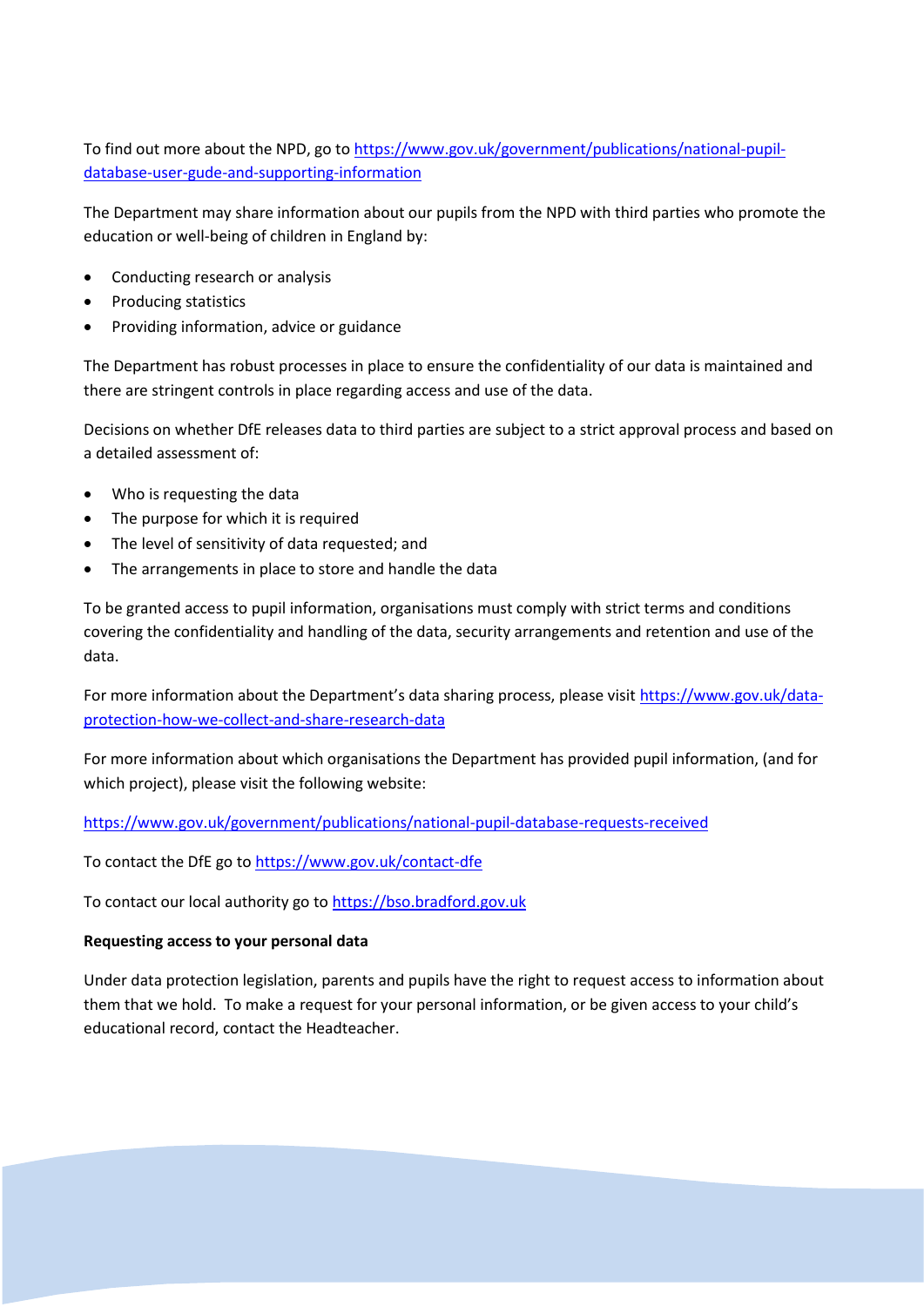To find out more about the NPD, go to https://www.gov.uk/government/publications/national-pupil-database-user-gude-and-supporting-information

The Department may share information about our pupils from the NPD with third parties who promote the education or well-being of children in England by:

- Conducting research or analysis
- Producing statistics
- Providing information, advice or guidance

The Department has robust processes in place to ensure the confidentiality of our data is maintained and there are stringent controls in place regarding access and use of the data.

Decisions on whether DfE releases data to third parties are subject to a strict approval process and based on a detailed assessment of:

- Who is requesting the data
- The purpose for which it is required
- The level of sensitivity of data requested; and
- The arrangements in place to store and handle the data

To be granted access to pupil information, organisations must comply with strict terms and conditions covering the confidentiality and handling of the data, security arrangements and retention and use of the data.

For more information about the Department's data sharing process, please visit https://www.gov.uk/data-protection-how-we-collect-and-share-research-data

For more information about which organisations the Department has provided pupil information, (and for which project), please visit the following website:

https://www.gov.uk/government/publications/national-pupil-database-requests-received

To contact the DfE go to https://www.gov.uk/contact-dfe

To contact our local authority go to https://bso.bradford.gov.uk

**Requesting access to your personal data**

Under data protection legislation, parents and pupils have the right to request access to information about them that we hold. To make a request for your personal information, or be given access to your child's educational record, contact the Headteacher.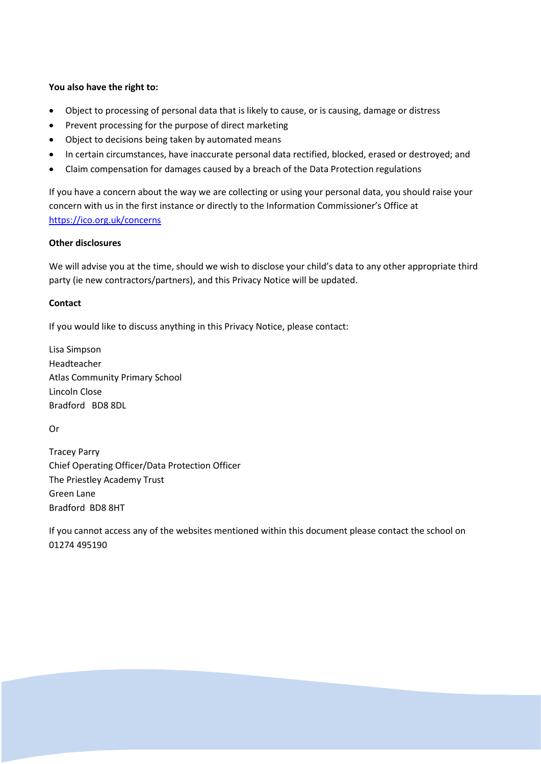**You also have the right to:**

- Object to processing of personal data that is likely to cause, or is causing, damage or distress
- Prevent processing for the purpose of direct marketing
- Object to decisions being taken by automated means
- In certain circumstances, have inaccurate personal data rectified, blocked, erased or destroyed; and
- Claim compensation for damages caused by a breach of the Data Protection regulations

If you have a concern about the way we are collecting or using your personal data, you should raise your concern with us in the first instance or directly to the Information Commissioner's Office at https://ico.org.uk/concerns

**Other disclosures**

We will advise you at the time, should we wish to disclose your child's data to any other appropriate third party (ie new contractors/partners), and this Privacy Notice will be updated.

**Contact**

If you would like to discuss anything in this Privacy Notice, please contact:

Lisa Simpson
Headteacher
Atlas Community Primary School
Lincoln Close
Bradford BD8 8DL

Or

Tracey Parry
Chief Operating Officer/Data Protection Officer
The Priestley Academy Trust
Green Lane
Bradford BD8 8HT

If you cannot access any of the websites mentioned within this document please contact the school on 01274 495190